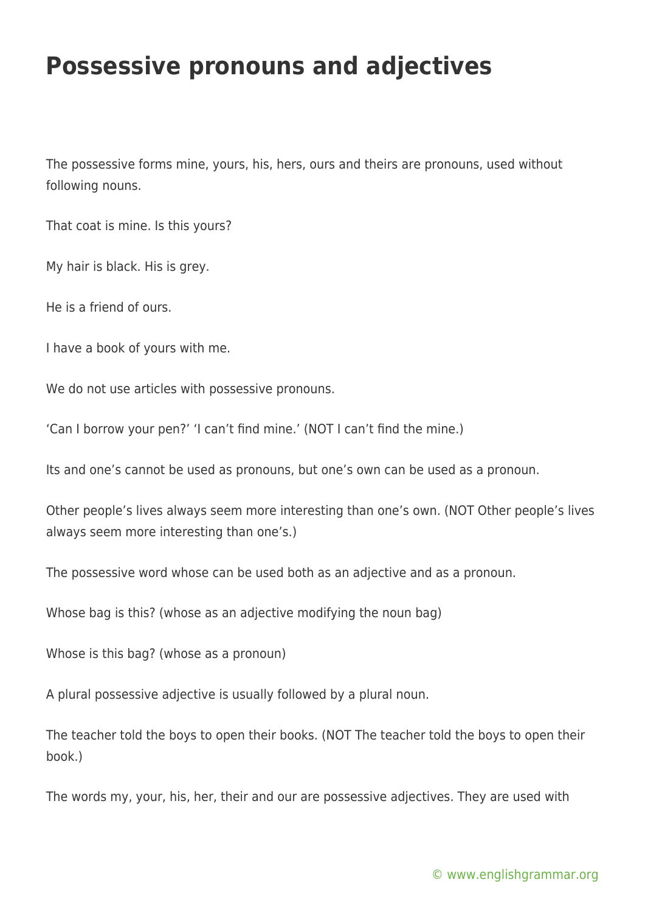# Possessive pronouns and adjectives

The possessive forms mine, yours, his, hers, ours and theirs are pronouns, used without following nouns.

That coat is mine. Is this yours?

My hair is black. His is grey.

He is a friend of ours.

I have a book of yours with me.

We do not use articles with possessive pronouns.

'Can I borrow your pen?' 'I can't find mine.' (NOT I can't find the mine.)

Its and one's cannot be used as pronouns, but one's own can be used as a pronoun.

Other people's lives always seem more interesting than one's own. (NOT Other people's lives always seem more interesting than one's.)

The possessive word whose can be used both as an adjective and as a pronoun.

Whose bag is this? (whose as an adjective modifying the noun bag)

Whose is this bag? (whose as a pronoun)

A plural possessive adjective is usually followed by a plural noun.

The teacher told the boys to open their books. (NOT The teacher told the boys to open their book.)

The words my, your, his, her, their and our are possessive adjectives. They are used with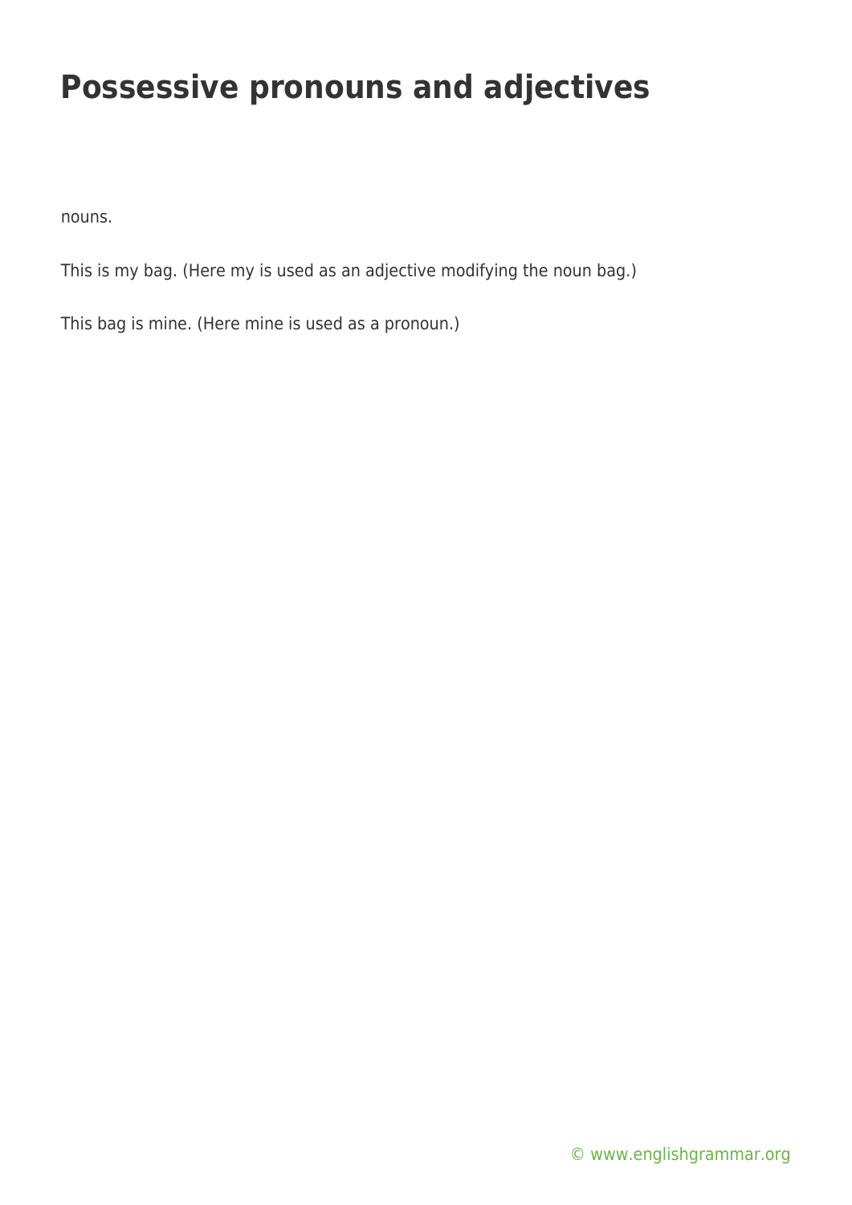nouns.

This is my bag. (Here my is used as an adjective modifying the noun bag.)

This bag is mine. (Here mine is used as a pronoun.)